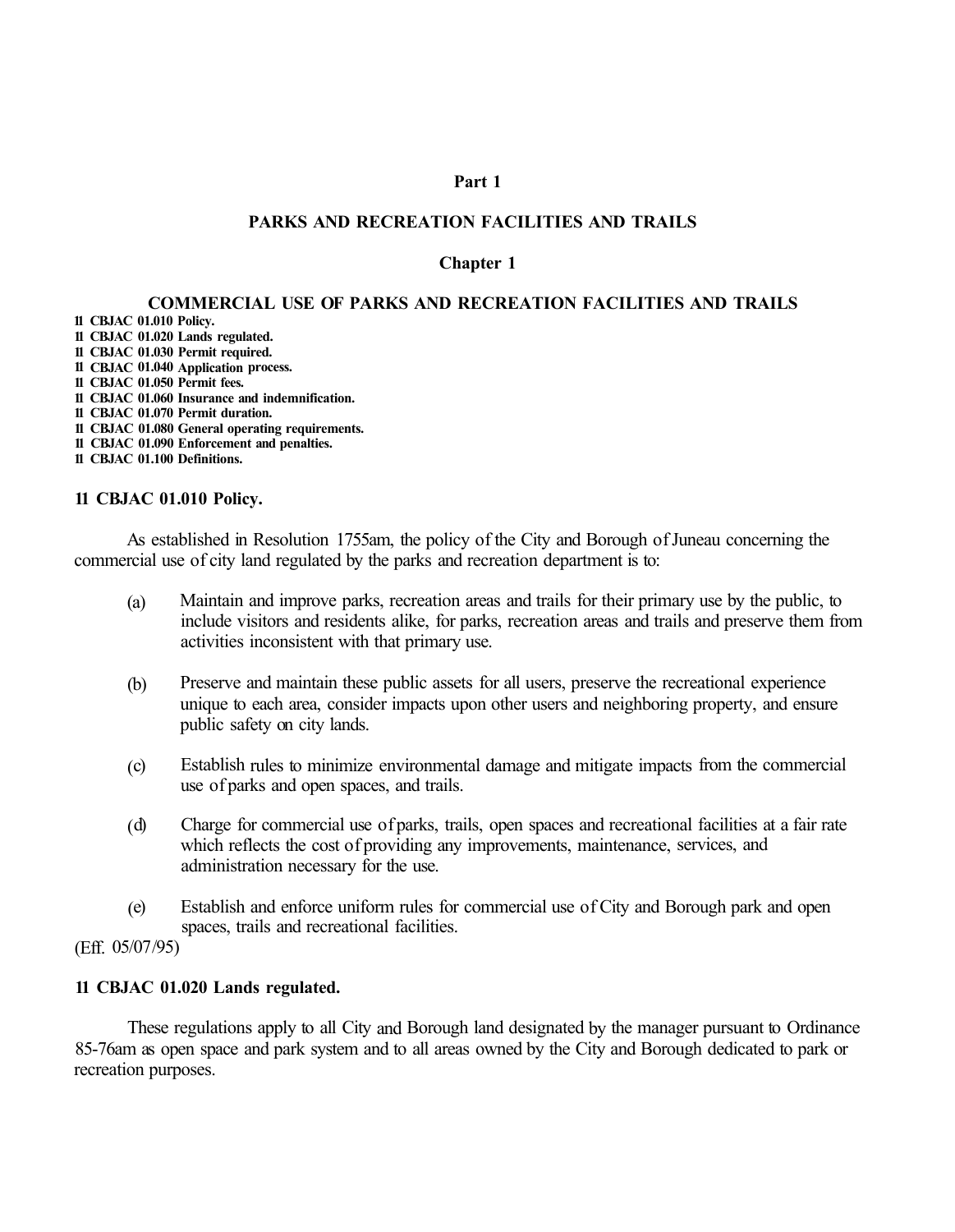# Part 1

# PARKS AND RECREATION FACILITIES AND TRAILS

## Chapter 1

## COMMERCIAL USE OF PARKS AND RECREATION FACILITIES AND TRAILS

**11 CBJAC 01.010 Policy.**
**11 CBJAC 01.020 Lands regulated.**
**11 CBJAC 01.030 Permit required.**
**11 CBJAC 01.040 Application process.**
**11 CBJAC 01.050 Permit fees.**
**11 CBJAC 01.060 Insurance and indemnification.**
**11 CBJAC 01.070 Permit duration.**
**11 CBJAC 01.080 General operating requirements.**
**11 CBJAC 01.090 Enforcement and penalties.**
**11 CBJAC 01.100 Definitions.**

### 11 CBJAC 01.010 Policy.

As established in Resolution 1755am, the policy of the City and Borough of Juneau concerning the commercial use of city land regulated by the parks and recreation department is to:

(a) Maintain and improve parks, recreation areas and trails for their primary use by the public, to include visitors and residents alike, for parks, recreation areas and trails and preserve them from activities inconsistent with that primary use.

(b) Preserve and maintain these public assets for all users, preserve the recreational experience unique to each area, consider impacts upon other users and neighboring property, and ensure public safety on city lands.

(c) Establish rules to minimize environmental damage and mitigate impacts from the commercial use of parks and open spaces, and trails.

(d) Charge for commercial use of parks, trails, open spaces and recreational facilities at a fair rate which reflects the cost of providing any improvements, maintenance, services, and administration necessary for the use.

(e) Establish and enforce uniform rules for commercial use of City and Borough park and open spaces, trails and recreational facilities.

(Eff. 05/07/95)

### 11 CBJAC 01.020 Lands regulated.

These regulations apply to all City and Borough land designated by the manager pursuant to Ordinance 85-76am as open space and park system and to all areas owned by the City and Borough dedicated to park or recreation purposes.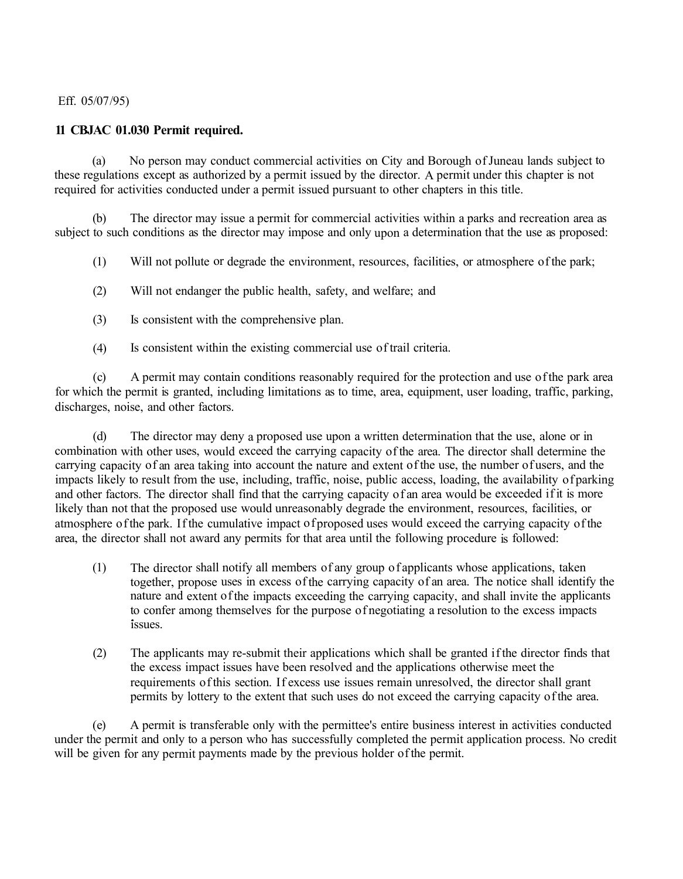Eff. 05/07/95)

**11 CBJAC 01.030 Permit required.**

(a) No person may conduct commercial activities on City and Borough of Juneau lands subject to these regulations except as authorized by a permit issued by the director. A permit under this chapter is not required for activities conducted under a permit issued pursuant to other chapters in this title.

(b) The director may issue a permit for commercial activities within a parks and recreation area as subject to such conditions as the director may impose and only upon a determination that the use as proposed:

(1) Will not pollute or degrade the environment, resources, facilities, or atmosphere of the park;

(2) Will not endanger the public health, safety, and welfare; and

(3) Is consistent with the comprehensive plan.

(4) Is consistent within the existing commercial use of trail criteria.

(c) A permit may contain conditions reasonably required for the protection and use of the park area for which the permit is granted, including limitations as to time, area, equipment, user loading, traffic, parking, discharges, noise, and other factors.

(d) The director may deny a proposed use upon a written determination that the use, alone or in combination with other uses, would exceed the carrying capacity of the area. The director shall determine the carrying capacity of an area taking into account the nature and extent of the use, the number of users, and the impacts likely to result from the use, including, traffic, noise, public access, loading, the availability of parking and other factors. The director shall find that the carrying capacity of an area would be exceeded if it is more likely than not that the proposed use would unreasonably degrade the environment, resources, facilities, or atmosphere of the park. If the cumulative impact of proposed uses would exceed the carrying capacity of the area, the director shall not award any permits for that area until the following procedure is followed:

(1) The director shall notify all members of any group of applicants whose applications, taken together, propose uses in excess of the carrying capacity of an area. The notice shall identify the nature and extent of the impacts exceeding the carrying capacity, and shall invite the applicants to confer among themselves for the purpose of negotiating a resolution to the excess impacts issues.

(2) The applicants may re-submit their applications which shall be granted if the director finds that the excess impact issues have been resolved and the applications otherwise meet the requirements of this section. If excess use issues remain unresolved, the director shall grant permits by lottery to the extent that such uses do not exceed the carrying capacity of the area.

(e) A permit is transferable only with the permittee's entire business interest in activities conducted under the permit and only to a person who has successfully completed the permit application process. No credit will be given for any permit payments made by the previous holder of the permit.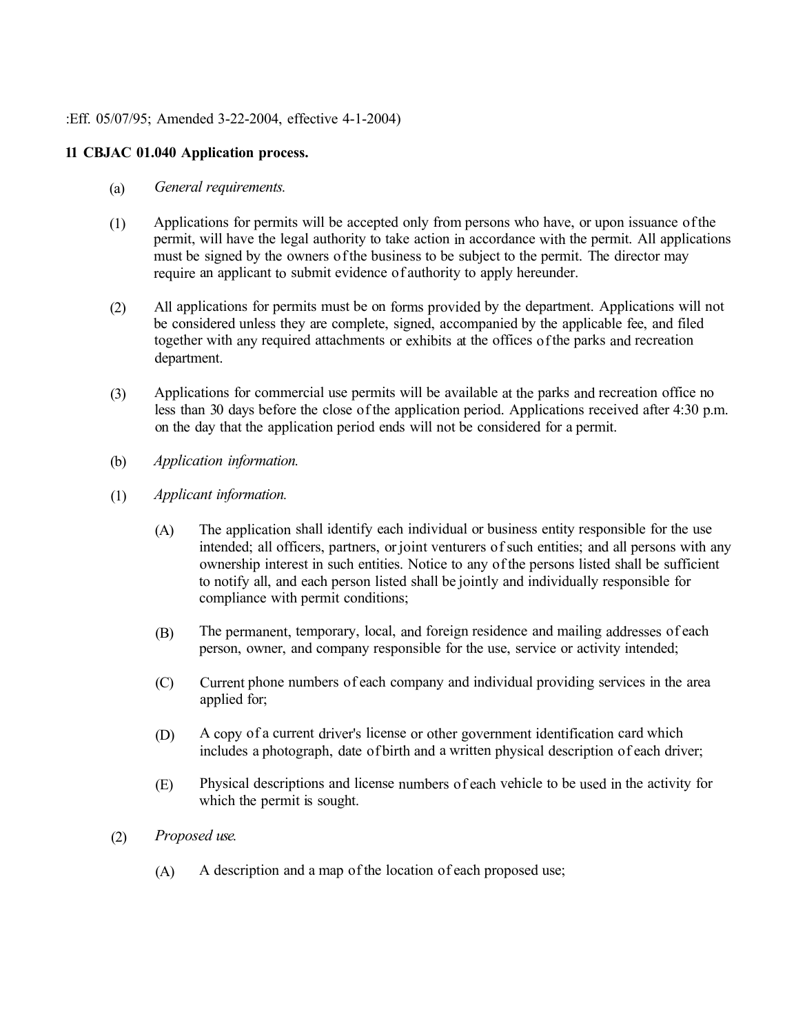:Eff. 05/07/95; Amended 3-22-2004, effective 4-1-2004)

**11 CBJAC 01.040 Application process.**

(a) *General requirements.*

(1) Applications for permits will be accepted only from persons who have, or upon issuance of the permit, will have the legal authority to take action in accordance with the permit. All applications must be signed by the owners of the business to be subject to the permit. The director may require an applicant to submit evidence of authority to apply hereunder.

(2) All applications for permits must be on forms provided by the department. Applications will not be considered unless they are complete, signed, accompanied by the applicable fee, and filed together with any required attachments or exhibits at the offices of the parks and recreation department.

(3) Applications for commercial use permits will be available at the parks and recreation office no less than 30 days before the close of the application period. Applications received after 4:30 p.m. on the day that the application period ends will not be considered for a permit.

(b) *Application information.*

(1) *Applicant information.*

(A) The application shall identify each individual or business entity responsible for the use intended; all officers, partners, or joint venturers of such entities; and all persons with any ownership interest in such entities. Notice to any of the persons listed shall be sufficient to notify all, and each person listed shall be jointly and individually responsible for compliance with permit conditions;

(B) The permanent, temporary, local, and foreign residence and mailing addresses of each person, owner, and company responsible for the use, service or activity intended;

(C) Current phone numbers of each company and individual providing services in the area applied for;

(D) A copy of a current driver's license or other government identification card which includes a photograph, date of birth and a written physical description of each driver;

(E) Physical descriptions and license numbers of each vehicle to be used in the activity for which the permit is sought.

(2) *Proposed use.*

(A) A description and a map of the location of each proposed use;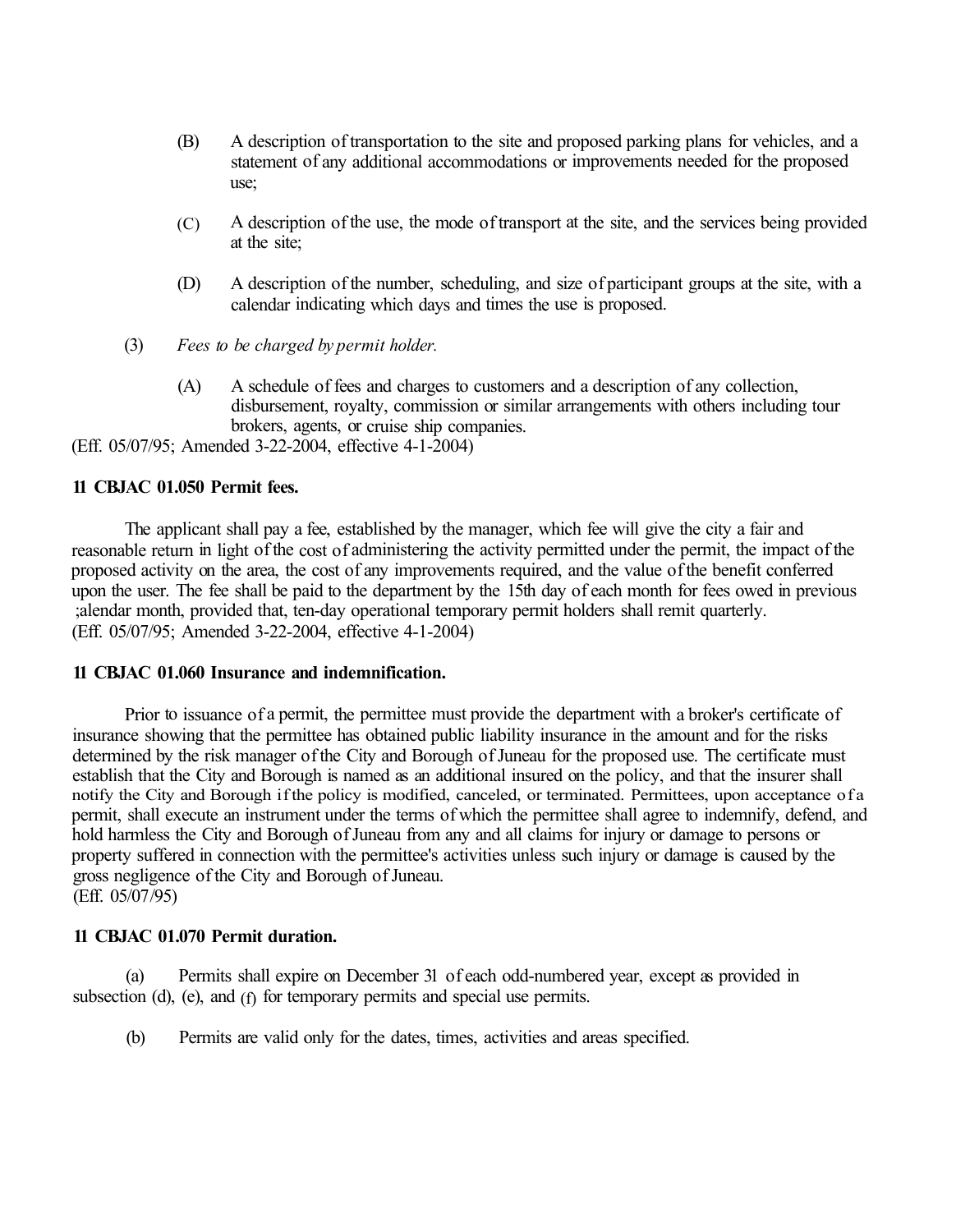(B) A description of transportation to the site and proposed parking plans for vehicles, and a statement of any additional accommodations or improvements needed for the proposed use;

(C) A description of the use, the mode of transport at the site, and the services being provided at the site;

(D) A description of the number, scheduling, and size of participant groups at the site, with a calendar indicating which days and times the use is proposed.

(3) *Fees to be charged by permit holder.*

(A) A schedule of fees and charges to customers and a description of any collection, disbursement, royalty, commission or similar arrangements with others including tour brokers, agents, or cruise ship companies.

(Eff. 05/07/95; Amended 3-22-2004, effective 4-1-2004)

**11 CBJAC 01.050 Permit fees.**

The applicant shall pay a fee, established by the manager, which fee will give the city a fair and reasonable return in light of the cost of administering the activity permitted under the permit, the impact of the proposed activity on the area, the cost of any improvements required, and the value of the benefit conferred upon the user. The fee shall be paid to the department by the 15th day of each month for fees owed in previous ;alendar month, provided that, ten-day operational temporary permit holders shall remit quarterly.
(Eff. 05/07/95; Amended 3-22-2004, effective 4-1-2004)

**11 CBJAC 01.060 Insurance and indemnification.**

Prior to issuance of a permit, the permittee must provide the department with a broker's certificate of insurance showing that the permittee has obtained public liability insurance in the amount and for the risks determined by the risk manager of the City and Borough of Juneau for the proposed use. The certificate must establish that the City and Borough is named as an additional insured on the policy, and that the insurer shall notify the City and Borough if the policy is modified, canceled, or terminated. Permittees, upon acceptance of a permit, shall execute an instrument under the terms of which the permittee shall agree to indemnify, defend, and hold harmless the City and Borough of Juneau from any and all claims for injury or damage to persons or property suffered in connection with the permittee's activities unless such injury or damage is caused by the gross negligence of the City and Borough of Juneau.
(Eff. 05/07/95)

**11 CBJAC 01.070 Permit duration.**

(a) Permits shall expire on December 31 of each odd-numbered year, except as provided in subsection (d), (e), and (f) for temporary permits and special use permits.

(b) Permits are valid only for the dates, times, activities and areas specified.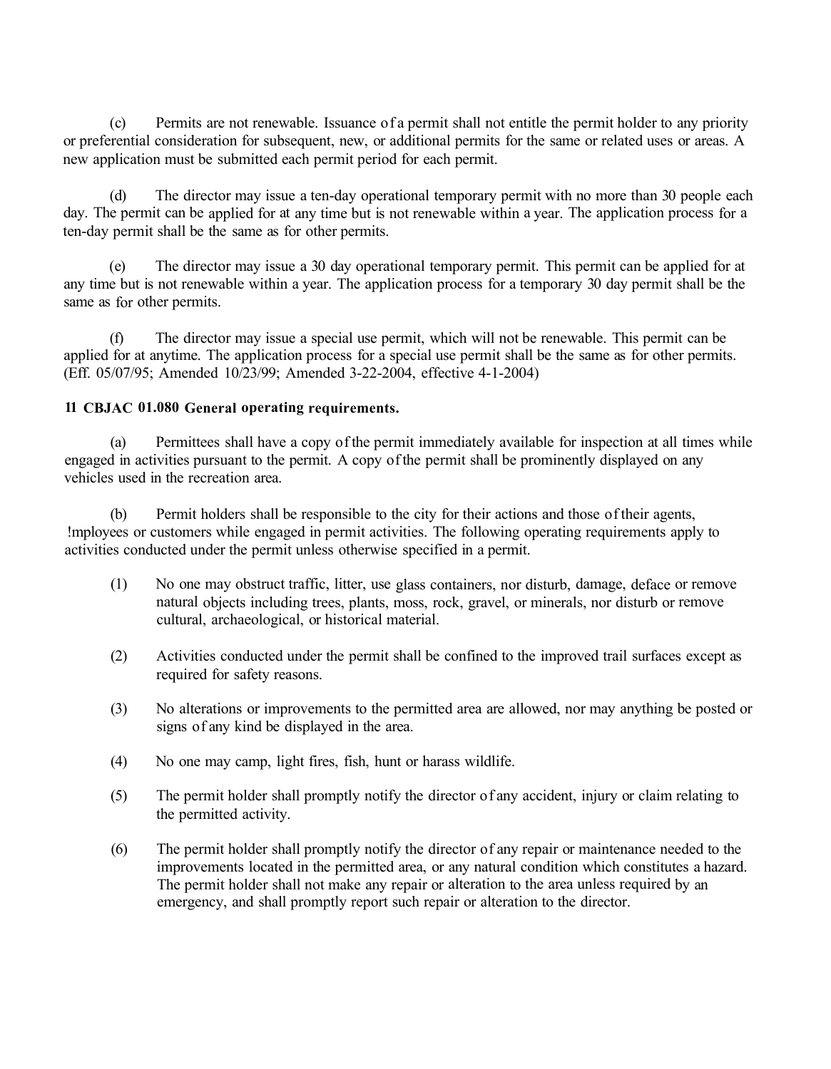(c) Permits are not renewable. Issuance of a permit shall not entitle the permit holder to any priority or preferential consideration for subsequent, new, or additional permits for the same or related uses or areas. A new application must be submitted each permit period for each permit.

(d) The director may issue a ten-day operational temporary permit with no more than 30 people each day. The permit can be applied for at any time but is not renewable within a year. The application process for a ten-day permit shall be the same as for other permits.

(e) The director may issue a 30 day operational temporary permit. This permit can be applied for at any time but is not renewable within a year. The application process for a temporary 30 day permit shall be the same as for other permits.

(f) The director may issue a special use permit, which will not be renewable. This permit can be applied for at anytime. The application process for a special use permit shall be the same as for other permits. (Eff. 05/07/95; Amended 10/23/99; Amended 3-22-2004, effective 4-1-2004)

**11 CBJAC 01.080 General operating requirements.**

(a) Permittees shall have a copy of the permit immediately available for inspection at all times while engaged in activities pursuant to the permit. A copy of the permit shall be prominently displayed on any vehicles used in the recreation area.

(b) Permit holders shall be responsible to the city for their actions and those of their agents, !mployees or customers while engaged in permit activities. The following operating requirements apply to activities conducted under the permit unless otherwise specified in a permit.

(1) No one may obstruct traffic, litter, use glass containers, nor disturb, damage, deface or remove natural objects including trees, plants, moss, rock, gravel, or minerals, nor disturb or remove cultural, archaeological, or historical material.

(2) Activities conducted under the permit shall be confined to the improved trail surfaces except as required for safety reasons.

(3) No alterations or improvements to the permitted area are allowed, nor may anything be posted or signs of any kind be displayed in the area.

(4) No one may camp, light fires, fish, hunt or harass wildlife.

(5) The permit holder shall promptly notify the director of any accident, injury or claim relating to the permitted activity.

(6) The permit holder shall promptly notify the director of any repair or maintenance needed to the improvements located in the permitted area, or any natural condition which constitutes a hazard. The permit holder shall not make any repair or alteration to the area unless required by an emergency, and shall promptly report such repair or alteration to the director.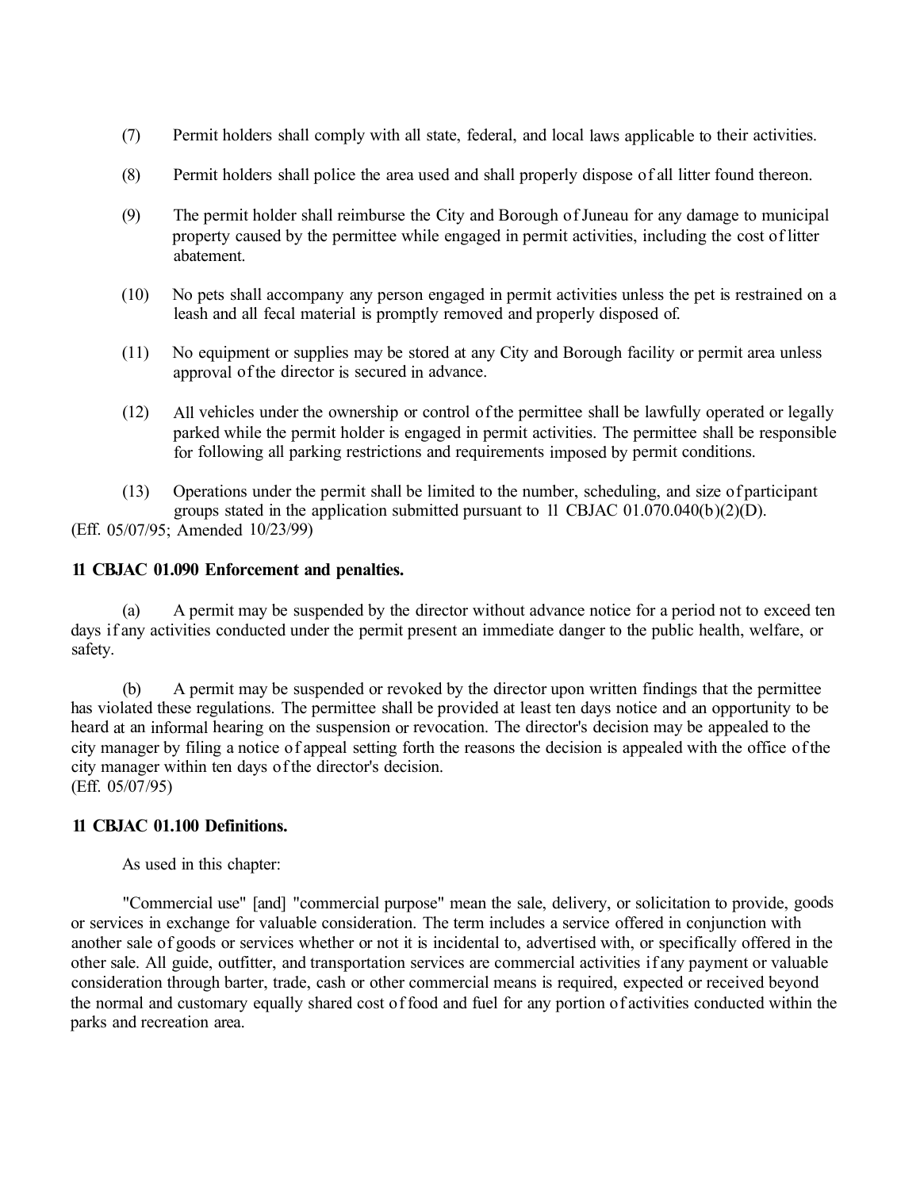(7) Permit holders shall comply with all state, federal, and local laws applicable to their activities.

(8) Permit holders shall police the area used and shall properly dispose of all litter found thereon.

(9) The permit holder shall reimburse the City and Borough of Juneau for any damage to municipal property caused by the permittee while engaged in permit activities, including the cost of litter abatement.

(10) No pets shall accompany any person engaged in permit activities unless the pet is restrained on a leash and all fecal material is promptly removed and properly disposed of.

(11) No equipment or supplies may be stored at any City and Borough facility or permit area unless approval of the director is secured in advance.

(12) All vehicles under the ownership or control of the permittee shall be lawfully operated or legally parked while the permit holder is engaged in permit activities. The permittee shall be responsible for following all parking restrictions and requirements imposed by permit conditions.

(13) Operations under the permit shall be limited to the number, scheduling, and size of participant groups stated in the application submitted pursuant to 11 CBJAC 01.070.040(b)(2)(D).

(Eff. 05/07/95; Amended 10/23/99)

**11 CBJAC 01.090 Enforcement and penalties.**

(a) A permit may be suspended by the director without advance notice for a period not to exceed ten days if any activities conducted under the permit present an immediate danger to the public health, welfare, or safety.

(b) A permit may be suspended or revoked by the director upon written findings that the permittee has violated these regulations. The permittee shall be provided at least ten days notice and an opportunity to be heard at an informal hearing on the suspension or revocation. The director's decision may be appealed to the city manager by filing a notice of appeal setting forth the reasons the decision is appealed with the office of the city manager within ten days of the director's decision.

(Eff. 05/07/95)

**11 CBJAC 01.100 Definitions.**

As used in this chapter:

"Commercial use" [and] "commercial purpose" mean the sale, delivery, or solicitation to provide, goods or services in exchange for valuable consideration. The term includes a service offered in conjunction with another sale of goods or services whether or not it is incidental to, advertised with, or specifically offered in the other sale. All guide, outfitter, and transportation services are commercial activities if any payment or valuable consideration through barter, trade, cash or other commercial means is required, expected or received beyond the normal and customary equally shared cost of food and fuel for any portion of activities conducted within the parks and recreation area.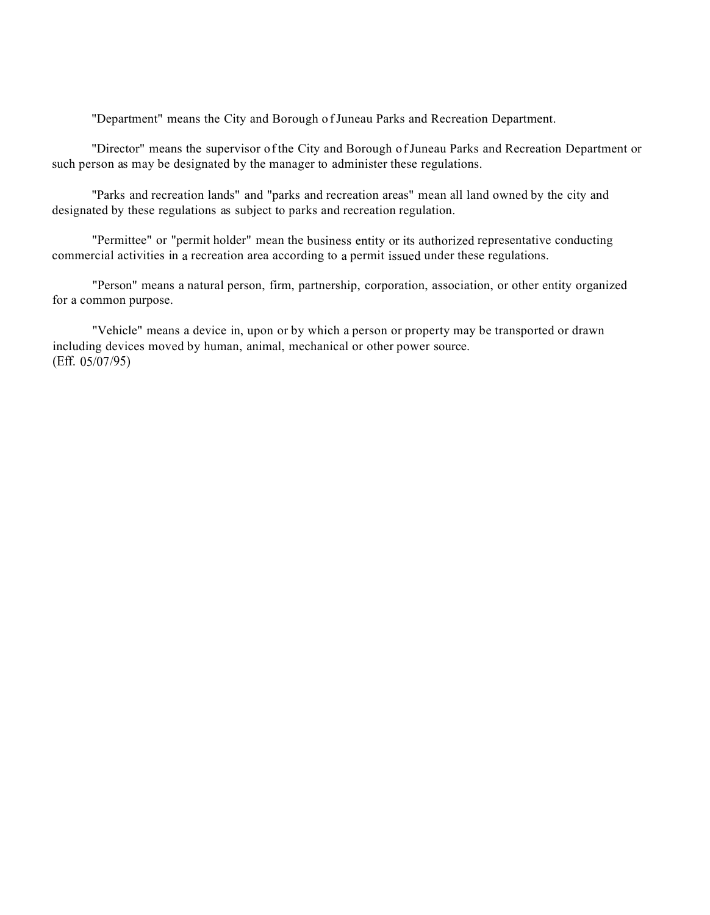"Department" means the City and Borough of Juneau Parks and Recreation Department.

"Director" means the supervisor of the City and Borough of Juneau Parks and Recreation Department or such person as may be designated by the manager to administer these regulations.

"Parks and recreation lands" and "parks and recreation areas" mean all land owned by the city and designated by these regulations as subject to parks and recreation regulation.

"Permittee" or "permit holder" mean the business entity or its authorized representative conducting commercial activities in a recreation area according to a permit issued under these regulations.

"Person" means a natural person, firm, partnership, corporation, association, or other entity organized for a common purpose.

"Vehicle" means a device in, upon or by which a person or property may be transported or drawn including devices moved by human, animal, mechanical or other power source.
(Eff. 05/07/95)